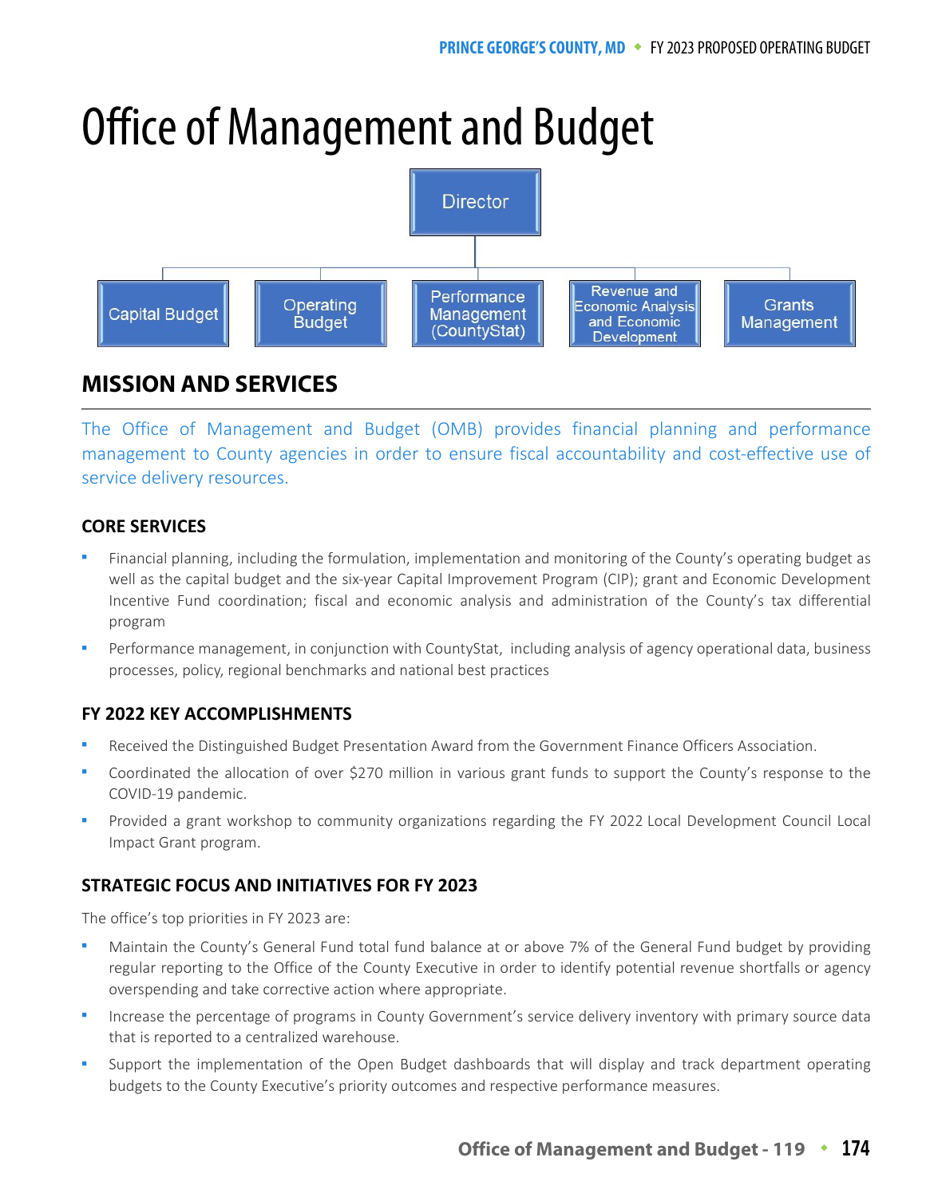# Office of Management and Budget

Director

- Capital Budget
- Operating Budget
- Performance Management (CountyStat)
- Revenue and Economic Analysis and Economic Development
- Grants Management

## MISSION AND SERVICES

The Office of Management and Budget (OMB) provides financial planning and performance management to County agencies in order to ensure fiscal accountability and cost-effective use of service delivery resources.

### CORE SERVICES

- Financial planning, including the formulation, implementation and monitoring of the County's operating budget as well as the capital budget and the six-year Capital Improvement Program (CIP); grant and Economic Development Incentive Fund coordination; fiscal and economic analysis and administration of the County's tax differential program
- Performance management, in conjunction with CountyStat, including analysis of agency operational data, business processes, policy, regional benchmarks and national best practices

### FY 2022 KEY ACCOMPLISHMENTS

- Received the Distinguished Budget Presentation Award from the Government Finance Officers Association.
- Coordinated the allocation of over $270 million in various grant funds to support the County's response to the COVID-19 pandemic.
- Provided a grant workshop to community organizations regarding the FY 2022 Local Development Council Local Impact Grant program.

### STRATEGIC FOCUS AND INITIATIVES FOR FY 2023

The office's top priorities in FY 2023 are:

- Maintain the County's General Fund total fund balance at or above 7% of the General Fund budget by providing regular reporting to the Office of the County Executive in order to identify potential revenue shortfalls or agency overspending and take corrective action where appropriate.
- Increase the percentage of programs in County Government's service delivery inventory with primary source data that is reported to a centralized warehouse.
- Support the implementation of the Open Budget dashboards that will display and track department operating budgets to the County Executive's priority outcomes and respective performance measures.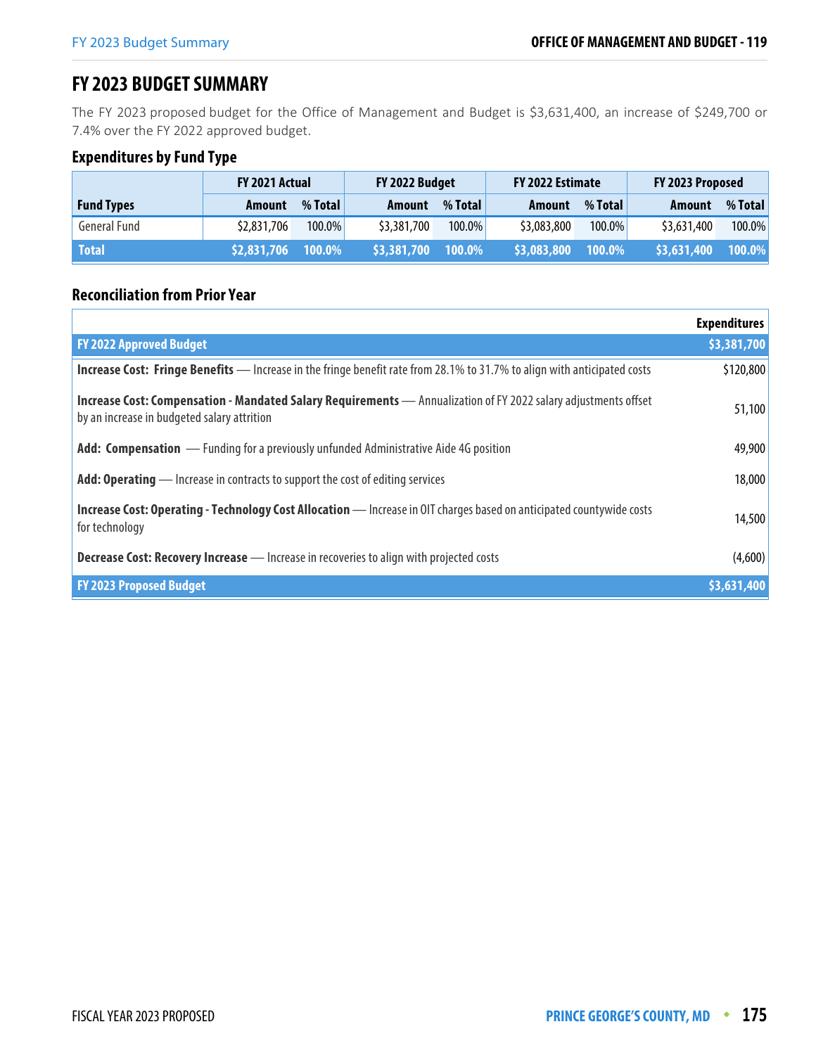# FY 2023 BUDGET SUMMARY

The FY 2023 proposed budget for the Office of Management and Budget is $3,631,400, an increase of $249,700 or 7.4% over the FY 2022 approved budget.

## Expenditures by Fund Type

| | FY 2021 Actual | | FY 2022 Budget | | FY 2022 Estimate | | FY 2023 Proposed | |
|---|---|---|---|---|---|---|---|---|
| **Fund Types** | **Amount** | **% Total** | **Amount** | **% Total** | **Amount** | **% Total** | **Amount** | **% Total** |
| General Fund | $2,831,706 | 100.0% | $3,381,700 | 100.0% | $3,083,800 | 100.0% | $3,631,400 | 100.0% |
| **Total** | **$2,831,706** | **100.0%** | **$3,381,700** | **100.0%** | **$3,083,800** | **100.0%** | **$3,631,400** | **100.0%** |

## Reconciliation from Prior Year

| | Expenditures |
|---|---|
| **FY 2022 Approved Budget** | **$3,381,700** |
| **Increase Cost: Fringe Benefits** — Increase in the fringe benefit rate from 28.1% to 31.7% to align with anticipated costs | $120,800 |
| **Increase Cost: Compensation - Mandated Salary Requirements** — Annualization of FY 2022 salary adjustments offset by an increase in budgeted salary attrition | 51,100 |
| **Add: Compensation** — Funding for a previously unfunded Administrative Aide 4G position | 49,900 |
| **Add: Operating** — Increase in contracts to support the cost of editing services | 18,000 |
| **Increase Cost: Operating - Technology Cost Allocation** — Increase in OIT charges based on anticipated countywide costs for technology | 14,500 |
| **Decrease Cost: Recovery Increase** — Increase in recoveries to align with projected costs | (4,600) |
| **FY 2023 Proposed Budget** | **$3,631,400** |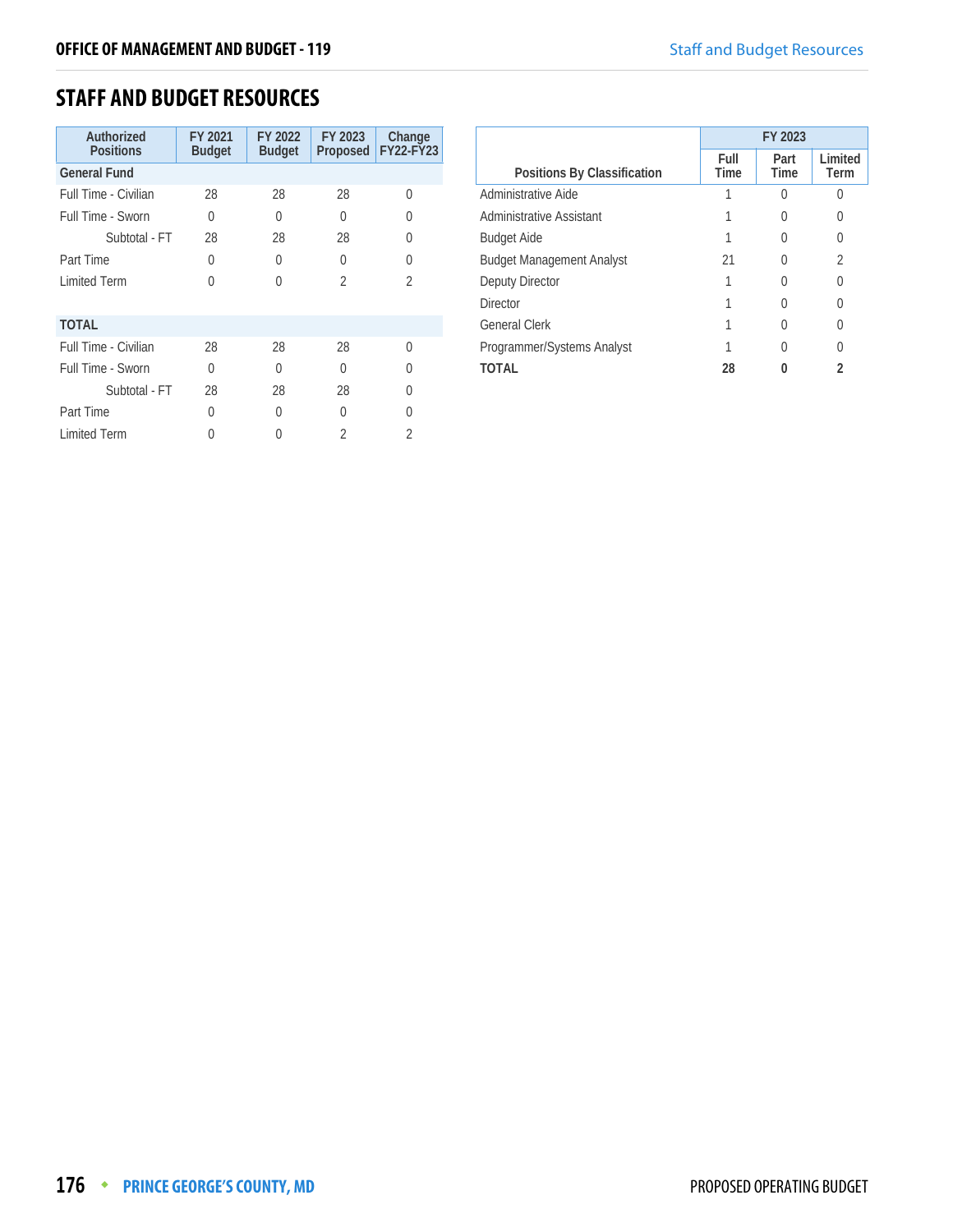## STAFF AND BUDGET RESOURCES

| Authorized Positions | FY 2021 Budget | FY 2022 Budget | FY 2023 Proposed | Change FY22-FY23 |
|---|---|---|---|---|
| **General Fund** | | | | |
| Full Time - Civilian | 28 | 28 | 28 | 0 |
| Full Time - Sworn | 0 | 0 | 0 | 0 |
| Subtotal - FT | 28 | 28 | 28 | 0 |
| Part Time | 0 | 0 | 0 | 0 |
| Limited Term | 0 | 0 | 2 | 2 |
| **TOTAL** | | | | |
| Full Time - Civilian | 28 | 28 | 28 | 0 |
| Full Time - Sworn | 0 | 0 | 0 | 0 |
| Subtotal - FT | 28 | 28 | 28 | 0 |
| Part Time | 0 | 0 | 0 | 0 |
| Limited Term | 0 | 0 | 2 | 2 |

| Positions By Classification | FY 2023 | | |
|---|---|---|---|
| | Full Time | Part Time | Limited Term |
| Administrative Aide | 1 | 0 | 0 |
| Administrative Assistant | 1 | 0 | 0 |
| Budget Aide | 1 | 0 | 0 |
| Budget Management Analyst | 21 | 0 | 2 |
| Deputy Director | 1 | 0 | 0 |
| Director | 1 | 0 | 0 |
| General Clerk | 1 | 0 | 0 |
| Programmer/Systems Analyst | 1 | 0 | 0 |
| **TOTAL** | **28** | **0** | **2** |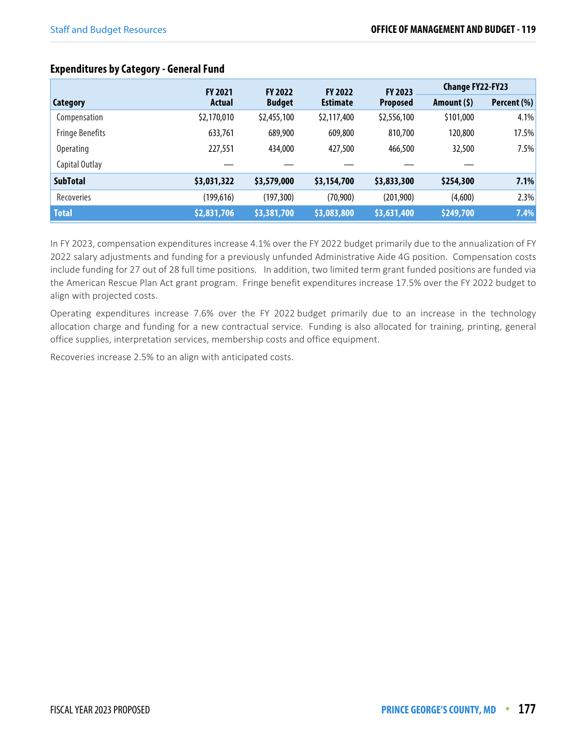### Expenditures by Category - General Fund

| Category | FY 2021 Actual | FY 2022 Budget | FY 2022 Estimate | FY 2023 Proposed | Change FY22-FY23 | |
|---|---|---|---|---|---|---|
| | | | | | Amount ($) | Percent (%) |
| Compensation | $2,170,010 | $2,455,100 | $2,117,400 | $2,556,100 | $101,000 | 4.1% |
| Fringe Benefits | 633,761 | 689,900 | 609,800 | 810,700 | 120,800 | 17.5% |
| Operating | 227,551 | 434,000 | 427,500 | 466,500 | 32,500 | 7.5% |
| Capital Outlay | — | — | — | — | — | |
| **SubTotal** | **$3,031,322** | **$3,579,000** | **$3,154,700** | **$3,833,300** | **$254,300** | **7.1%** |
| Recoveries | (199,616) | (197,300) | (70,900) | (201,900) | (4,600) | 2.3% |
| **Total** | **$2,831,706** | **$3,381,700** | **$3,083,800** | **$3,631,400** | **$249,700** | **7.4%** |

In FY 2023, compensation expenditures increase 4.1% over the FY 2022 budget primarily due to the annualization of FY 2022 salary adjustments and funding for a previously unfunded Administrative Aide 4G position. Compensation costs include funding for 27 out of 28 full time positions. In addition, two limited term grant funded positions are funded via the American Rescue Plan Act grant program. Fringe benefit expenditures increase 17.5% over the FY 2022 budget to align with projected costs.

Operating expenditures increase 7.6% over the FY 2022 budget primarily due to an increase in the technology allocation charge and funding for a new contractual service. Funding is also allocated for training, printing, general office supplies, interpretation services, membership costs and office equipment.

Recoveries increase 2.5% to an align with anticipated costs.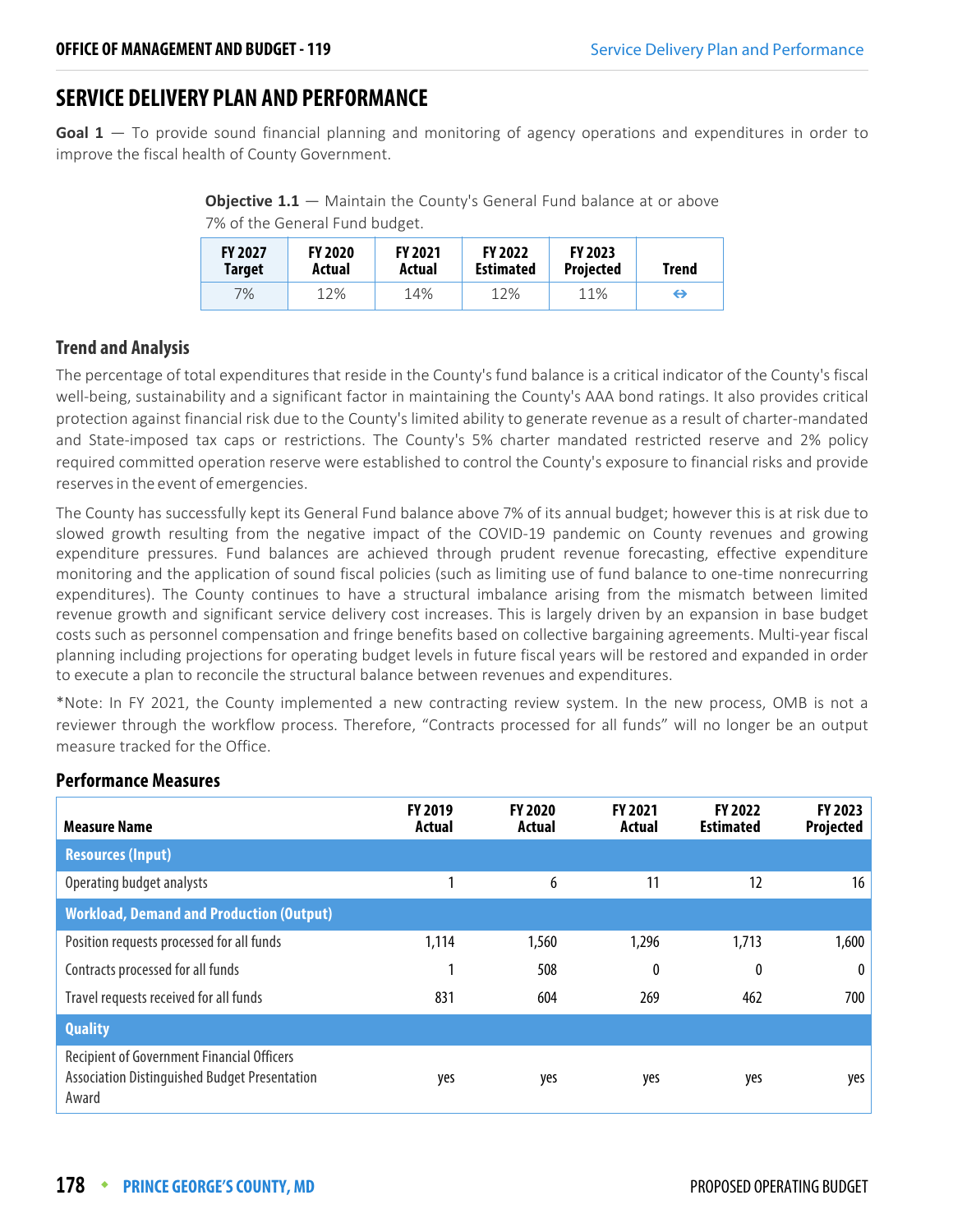# SERVICE DELIVERY PLAN AND PERFORMANCE

**Goal 1** — To provide sound financial planning and monitoring of agency operations and expenditures in order to improve the fiscal health of County Government.

**Objective 1.1** — Maintain the County's General Fund balance at or above 7% of the General Fund budget.

| FY 2027 Target | FY 2020 Actual | FY 2021 Actual | FY 2022 Estimated | FY 2023 Projected | Trend |
|---|---|---|---|---|---|
| 7% | 12% | 14% | 12% | 11% | ⇔ |

### Trend and Analysis

The percentage of total expenditures that reside in the County's fund balance is a critical indicator of the County's fiscal well-being, sustainability and a significant factor in maintaining the County's AAA bond ratings. It also provides critical protection against financial risk due to the County's limited ability to generate revenue as a result of charter-mandated and State-imposed tax caps or restrictions. The County's 5% charter mandated restricted reserve and 2% policy required committed operation reserve were established to control the County's exposure to financial risks and provide reserves in the event of emergencies.

The County has successfully kept its General Fund balance above 7% of its annual budget; however this is at risk due to slowed growth resulting from the negative impact of the COVID-19 pandemic on County revenues and growing expenditure pressures. Fund balances are achieved through prudent revenue forecasting, effective expenditure monitoring and the application of sound fiscal policies (such as limiting use of fund balance to one-time nonrecurring expenditures). The County continues to have a structural imbalance arising from the mismatch between limited revenue growth and significant service delivery cost increases. This is largely driven by an expansion in base budget costs such as personnel compensation and fringe benefits based on collective bargaining agreements. Multi-year fiscal planning including projections for operating budget levels in future fiscal years will be restored and expanded in order to execute a plan to reconcile the structural balance between revenues and expenditures.

*Note: In FY 2021, the County implemented a new contracting review system. In the new process, OMB is not a reviewer through the workflow process. Therefore, "Contracts processed for all funds" will no longer be an output measure tracked for the Office.

### Performance Measures

| Measure Name | FY 2019 Actual | FY 2020 Actual | FY 2021 Actual | FY 2022 Estimated | FY 2023 Projected |
|---|---|---|---|---|---|
| **Resources (Input)** | | | | | |
| Operating budget analysts | 1 | 6 | 11 | 12 | 16 |
| **Workload, Demand and Production (Output)** | | | | | |
| Position requests processed for all funds | 1,114 | 1,560 | 1,296 | 1,713 | 1,600 |
| Contracts processed for all funds | 1 | 508 | 0 | 0 | 0 |
| Travel requests received for all funds | 831 | 604 | 269 | 462 | 700 |
| **Quality** | | | | | |
| Recipient of Government Financial Officers Association Distinguished Budget Presentation Award | yes | yes | yes | yes | yes |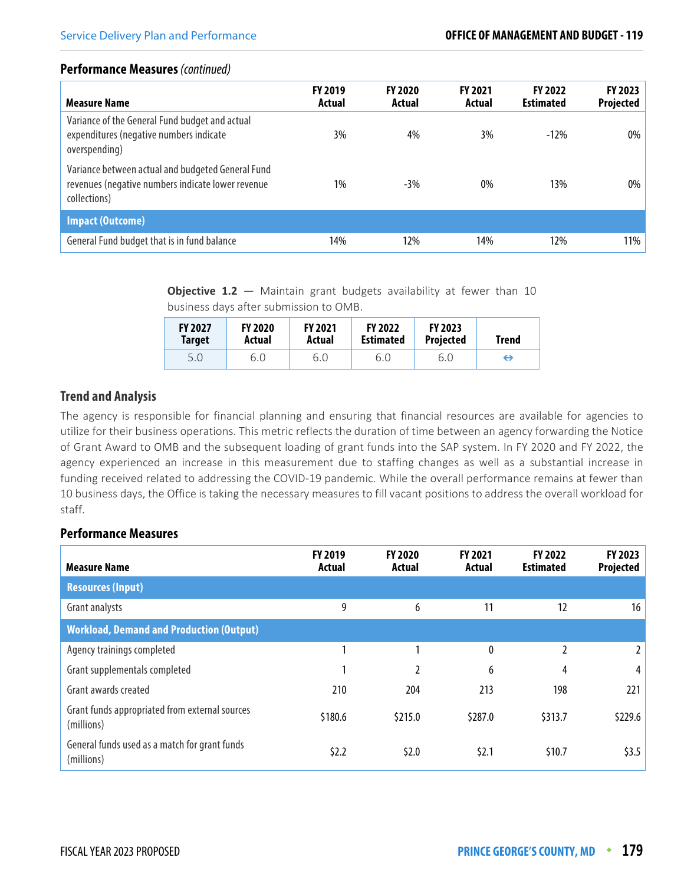### Performance Measures *(continued)*

| Measure Name | FY 2019 Actual | FY 2020 Actual | FY 2021 Actual | FY 2022 Estimated | FY 2023 Projected |
|---|---|---|---|---|---|
| Variance of the General Fund budget and actual expenditures (negative numbers indicate overspending) | 3% | 4% | 3% | -12% | 0% |
| Variance between actual and budgeted General Fund revenues (negative numbers indicate lower revenue collections) | 1% | -3% | 0% | 13% | 0% |
| **Impact (Outcome)** | | | | | |
| General Fund budget that is in fund balance | 14% | 12% | 14% | 12% | 11% |

**Objective 1.2** — Maintain grant budgets availability at fewer than 10 business days after submission to OMB.

| FY 2027 Target | FY 2020 Actual | FY 2021 Actual | FY 2022 Estimated | FY 2023 Projected | Trend |
|---|---|---|---|---|---|
| 5.0 | 6.0 | 6.0 | 6.0 | 6.0 | ⇔ |

### Trend and Analysis

The agency is responsible for financial planning and ensuring that financial resources are available for agencies to utilize for their business operations. This metric reflects the duration of time between an agency forwarding the Notice of Grant Award to OMB and the subsequent loading of grant funds into the SAP system. In FY 2020 and FY 2022, the agency experienced an increase in this measurement due to staffing changes as well as a substantial increase in funding received related to addressing the COVID-19 pandemic. While the overall performance remains at fewer than 10 business days, the Office is taking the necessary measures to fill vacant positions to address the overall workload for staff.

### Performance Measures

| Measure Name | FY 2019 Actual | FY 2020 Actual | FY 2021 Actual | FY 2022 Estimated | FY 2023 Projected |
|---|---|---|---|---|---|
| **Resources (Input)** | | | | | |
| Grant analysts | 9 | 6 | 11 | 12 | 16 |
| **Workload, Demand and Production (Output)** | | | | | |
| Agency trainings completed | 1 | 1 | 0 | 2 | 2 |
| Grant supplementals completed | 1 | 2 | 6 | 4 | 4 |
| Grant awards created | 210 | 204 | 213 | 198 | 221 |
| Grant funds appropriated from external sources (millions) | $180.6 | $215.0 | $287.0 | $313.7 | $229.6 |
| General funds used as a match for grant funds (millions) | $2.2 | $2.0 | $2.1 | $10.7 | $3.5 |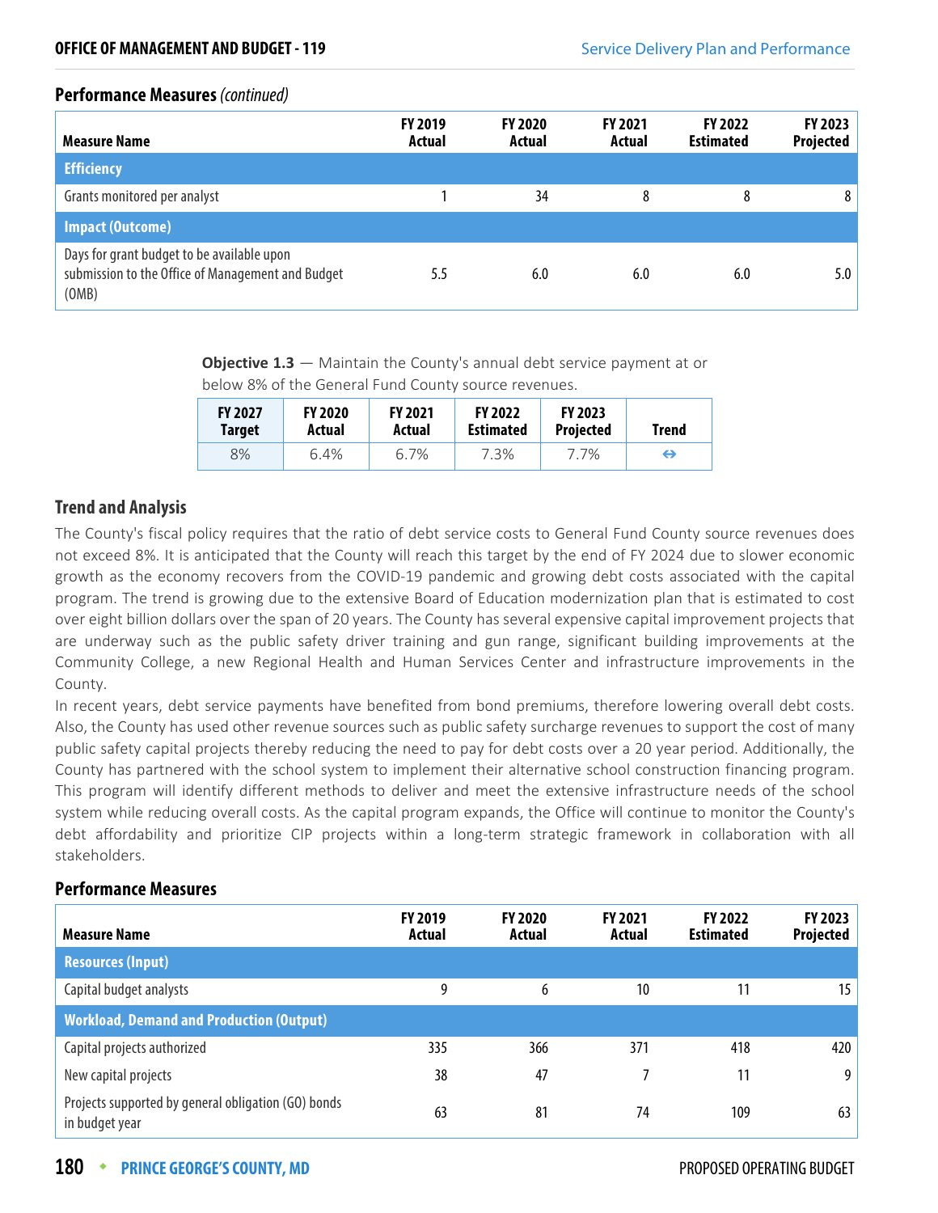### Performance Measures *(continued)*

| Measure Name | FY 2019 Actual | FY 2020 Actual | FY 2021 Actual | FY 2022 Estimated | FY 2023 Projected |
|---|---|---|---|---|---|
| **Efficiency** | | | | | |
| Grants monitored per analyst | 1 | 34 | 8 | 8 | 8 |
| **Impact (Outcome)** | | | | | |
| Days for grant budget to be available upon submission to the Office of Management and Budget (OMB) | 5.5 | 6.0 | 6.0 | 6.0 | 5.0 |

**Objective 1.3** — Maintain the County's annual debt service payment at or below 8% of the General Fund County source revenues.

| FY 2027 Target | FY 2020 Actual | FY 2021 Actual | FY 2022 Estimated | FY 2023 Projected | Trend |
|---|---|---|---|---|---|
| 8% | 6.4% | 6.7% | 7.3% | 7.7% | ⇔ |

### Trend and Analysis

The County's fiscal policy requires that the ratio of debt service costs to General Fund County source revenues does not exceed 8%. It is anticipated that the County will reach this target by the end of FY 2024 due to slower economic growth as the economy recovers from the COVID-19 pandemic and growing debt costs associated with the capital program. The trend is growing due to the extensive Board of Education modernization plan that is estimated to cost over eight billion dollars over the span of 20 years. The County has several expensive capital improvement projects that are underway such as the public safety driver training and gun range, significant building improvements at the Community College, a new Regional Health and Human Services Center and infrastructure improvements in the County.

In recent years, debt service payments have benefited from bond premiums, therefore lowering overall debt costs. Also, the County has used other revenue sources such as public safety surcharge revenues to support the cost of many public safety capital projects thereby reducing the need to pay for debt costs over a 20 year period. Additionally, the County has partnered with the school system to implement their alternative school construction financing program. This program will identify different methods to deliver and meet the extensive infrastructure needs of the school system while reducing overall costs. As the capital program expands, the Office will continue to monitor the County's debt affordability and prioritize CIP projects within a long-term strategic framework in collaboration with all stakeholders.

### Performance Measures

| Measure Name | FY 2019 Actual | FY 2020 Actual | FY 2021 Actual | FY 2022 Estimated | FY 2023 Projected |
|---|---|---|---|---|---|
| **Resources (Input)** | | | | | |
| Capital budget analysts | 9 | 6 | 10 | 11 | 15 |
| **Workload, Demand and Production (Output)** | | | | | |
| Capital projects authorized | 335 | 366 | 371 | 418 | 420 |
| New capital projects | 38 | 47 | 7 | 11 | 9 |
| Projects supported by general obligation (GO) bonds in budget year | 63 | 81 | 74 | 109 | 63 |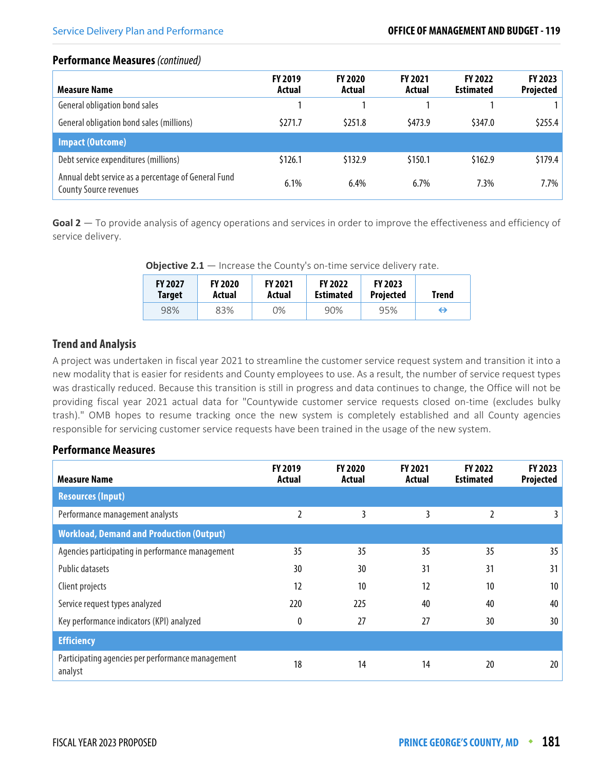## Performance Measures *(continued)*

| Measure Name | FY 2019 Actual | FY 2020 Actual | FY 2021 Actual | FY 2022 Estimated | FY 2023 Projected |
|---|---|---|---|---|---|
| General obligation bond sales | 1 | 1 | 1 | 1 | 1 |
| General obligation bond sales (millions) | $271.7 | $251.8 | $473.9 | $347.0 | $255.4 |
| **Impact (Outcome)** | | | | | |
| Debt service expenditures (millions) | $126.1 | $132.9 | $150.1 | $162.9 | $179.4 |
| Annual debt service as a percentage of General Fund County Source revenues | 6.1% | 6.4% | 6.7% | 7.3% | 7.7% |

**Goal 2** — To provide analysis of agency operations and services in order to improve the effectiveness and efficiency of service delivery.

**Objective 2.1** — Increase the County's on-time service delivery rate.

| FY 2027 Target | FY 2020 Actual | FY 2021 Actual | FY 2022 Estimated | FY 2023 Projected | Trend |
|---|---|---|---|---|---|
| 98% | 83% | 0% | 90% | 95% | ⇔ |

## Trend and Analysis

A project was undertaken in fiscal year 2021 to streamline the customer service request system and transition it into a new modality that is easier for residents and County employees to use. As a result, the number of service request types was drastically reduced. Because this transition is still in progress and data continues to change, the Office will not be providing fiscal year 2021 actual data for "Countywide customer service requests closed on-time (excludes bulky trash)." OMB hopes to resume tracking once the new system is completely established and all County agencies responsible for servicing customer service requests have been trained in the usage of the new system.

## Performance Measures

| Measure Name | FY 2019 Actual | FY 2020 Actual | FY 2021 Actual | FY 2022 Estimated | FY 2023 Projected |
|---|---|---|---|---|---|
| **Resources (Input)** | | | | | |
| Performance management analysts | 2 | 3 | 3 | 2 | 3 |
| **Workload, Demand and Production (Output)** | | | | | |
| Agencies participating in performance management | 35 | 35 | 35 | 35 | 35 |
| Public datasets | 30 | 30 | 31 | 31 | 31 |
| Client projects | 12 | 10 | 12 | 10 | 10 |
| Service request types analyzed | 220 | 225 | 40 | 40 | 40 |
| Key performance indicators (KPI) analyzed | 0 | 27 | 27 | 30 | 30 |
| **Efficiency** | | | | | |
| Participating agencies per performance management analyst | 18 | 14 | 14 | 20 | 20 |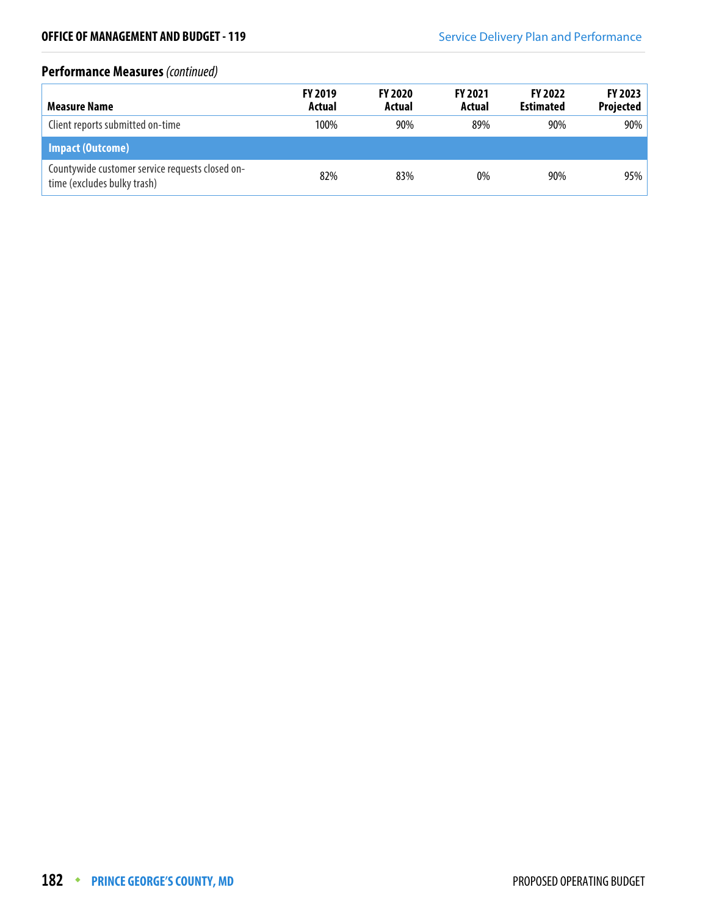## Performance Measures *(continued)*

| Measure Name | FY 2019 Actual | FY 2020 Actual | FY 2021 Actual | FY 2022 Estimated | FY 2023 Projected |
|---|---|---|---|---|---|
| Client reports submitted on-time | 100% | 90% | 89% | 90% | 90% |
| **Impact (Outcome)** | | | | | |
| Countywide customer service requests closed on-time (excludes bulky trash) | 82% | 83% | 0% | 90% | 95% |